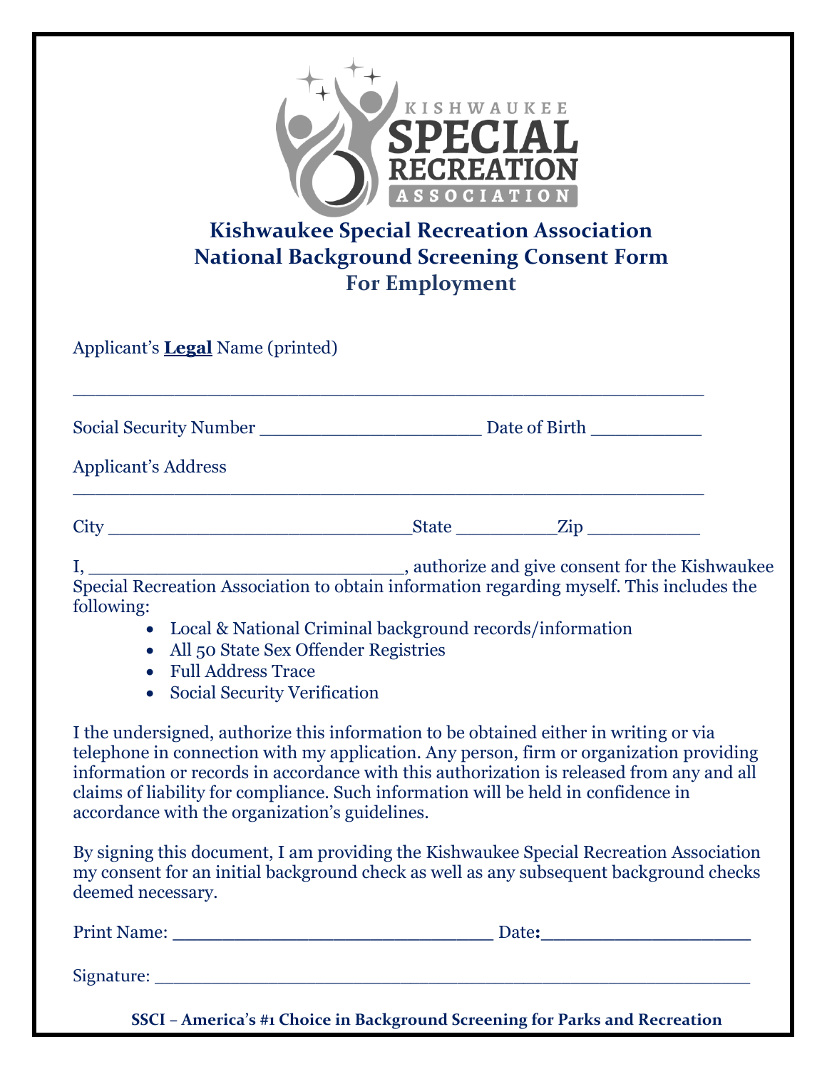# Kishwaukee Special Recreation Association
## National Background Screening Consent Form
### For Employment

Applicant's **Legal** Name (printed)

_____________________________________________________________

Social Security Number _____________________ Date of Birth ___________

Applicant's Address

_____________________________________________________________

City ______________________________State __________Zip ___________

I, ______________________________, authorize and give consent for the Kishwaukee Special Recreation Association to obtain information regarding myself. This includes the following:

- Local & National Criminal background records/information
- All 50 State Sex Offender Registries
- Full Address Trace
- Social Security Verification

I the undersigned, authorize this information to be obtained either in writing or via telephone in connection with my application. Any person, firm or organization providing information or records in accordance with this authorization is released from any and all claims of liability for compliance. Such information will be held in confidence in accordance with the organization's guidelines.

By signing this document, I am providing the Kishwaukee Special Recreation Association my consent for an initial background check as well as any subsequent background checks deemed necessary.

Print Name: _______________________________ Date:____________________

Signature: __________________________________________________________

**SSCI – America's #1 Choice in Background Screening for Parks and Recreation**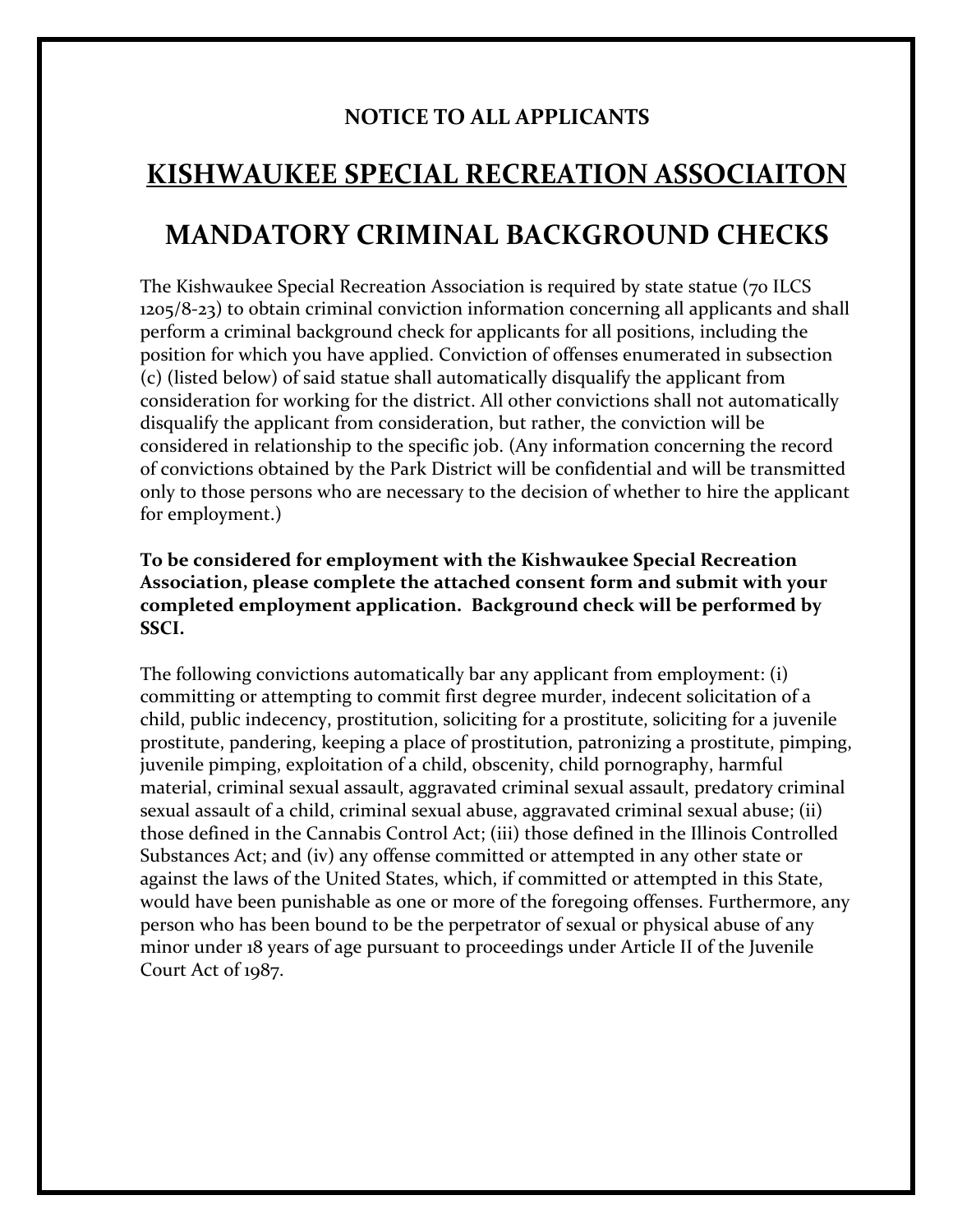**NOTICE TO ALL APPLICANTS**

# KISHWAUKEE SPECIAL RECREATION ASSOCIAITON

# MANDATORY CRIMINAL BACKGROUND CHECKS

The Kishwaukee Special Recreation Association is required by state statue (70 ILCS 1205/8-23) to obtain criminal conviction information concerning all applicants and shall perform a criminal background check for applicants for all positions, including the position for which you have applied. Conviction of offenses enumerated in subsection (c) (listed below) of said statue shall automatically disqualify the applicant from consideration for working for the district. All other convictions shall not automatically disqualify the applicant from consideration, but rather, the conviction will be considered in relationship to the specific job. (Any information concerning the record of convictions obtained by the Park District will be confidential and will be transmitted only to those persons who are necessary to the decision of whether to hire the applicant for employment.)

**To be considered for employment with the Kishwaukee Special Recreation Association, please complete the attached consent form and submit with your completed employment application. Background check will be performed by SSCI.**

The following convictions automatically bar any applicant from employment: (i) committing or attempting to commit first degree murder, indecent solicitation of a child, public indecency, prostitution, soliciting for a prostitute, soliciting for a juvenile prostitute, pandering, keeping a place of prostitution, patronizing a prostitute, pimping, juvenile pimping, exploitation of a child, obscenity, child pornography, harmful material, criminal sexual assault, aggravated criminal sexual assault, predatory criminal sexual assault of a child, criminal sexual abuse, aggravated criminal sexual abuse; (ii) those defined in the Cannabis Control Act; (iii) those defined in the Illinois Controlled Substances Act; and (iv) any offense committed or attempted in any other state or against the laws of the United States, which, if committed or attempted in this State, would have been punishable as one or more of the foregoing offenses. Furthermore, any person who has been bound to be the perpetrator of sexual or physical abuse of any minor under 18 years of age pursuant to proceedings under Article II of the Juvenile Court Act of 1987.